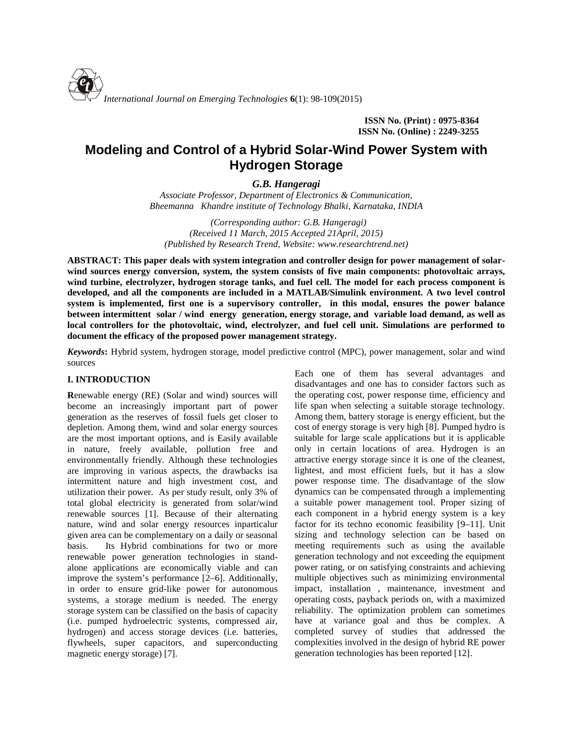*International Journal on Emerging Technologies* **6**(1): 98-109(2015)

**ISSN No. (Print) : 0975-8364**
**ISSN No. (Online) : 2249-3255**

# Modeling and Control of a Hybrid Solar-Wind Power System with Hydrogen Storage

***G.B. Hangeragi***

*Associate Professor, Department of Electronics & Communication, Bheemanna Khandre institute of Technology Bhalki, Karnataka, INDIA*

*(Corresponding author: G.B. Hangeragi)*
*(Received 11 March, 2015 Accepted 21April, 2015)*
*(Published by Research Trend, Website: www.researchtrend.net)*

**ABSTRACT: This paper deals with system integration and controller design for power management of solar-wind sources energy conversion, system, the system consists of five main components: photovoltaic arrays, wind turbine, electrolyzer, hydrogen storage tanks, and fuel cell. The model for each process component is developed, and all the components are included in a MATLAB/Simulink environment. A two level control system is implemented, first one is a supervisory controller, in this modal, ensures the power balance between intermittent solar / wind energy generation, energy storage, and variable load demand, as well as local controllers for the photovoltaic, wind, electrolyzer, and fuel cell unit. Simulations are performed to document the efficacy of the proposed power management strategy.**

***Keywords*:** Hybrid system, hydrogen storage, model predictive control (MPC), power management, solar and wind sources

## I. INTRODUCTION

**R**enewable energy (RE) (Solar and wind) sources will become an increasingly important part of power generation as the reserves of fossil fuels get closer to depletion. Among them, wind and solar energy sources are the most important options, and is Easily available in nature, freely available, pollution free and environmentally friendly. Although these technologies are improving in various aspects, the drawbacks isa intermittent nature and high investment cost, and utilization their power. As per study result, only 3% of total global electricity is generated from solar/wind renewable sources [1]. Because of their alternating nature, wind and solar energy resources inparticalur given area can be complementary on a daily or seasonal basis. Its Hybrid combinations for two or more renewable power generation technologies in stand-alone applications are economically viable and can improve the system's performance [2–6]. Additionally, in order to ensure grid-like power for autonomous systems, a storage medium is needed. The energy storage system can be classified on the basis of capacity (i.e. pumped hydroelectric systems, compressed air, hydrogen) and access storage devices (i.e. batteries, flywheels, super capacitors, and superconducting magnetic energy storage) [7].

Each one of them has several advantages and disadvantages and one has to consider factors such as the operating cost, power response time, efficiency and life span when selecting a suitable storage technology. Among them, battery storage is energy efficient, but the cost of energy storage is very high [8]. Pumped hydro is suitable for large scale applications but it is applicable only in certain locations of area. Hydrogen is an attractive energy storage since it is one of the cleanest, lightest, and most efficient fuels, but it has a slow power response time. The disadvantage of the slow dynamics can be compensated through a implementing a suitable power management tool. Proper sizing of each component in a hybrid energy system is a key factor for its techno economic feasibility [9–11]. Unit sizing and technology selection can be based on meeting requirements such as using the available generation technology and not exceeding the equipment power rating, or on satisfying constraints and achieving multiple objectives such as minimizing environmental impact, installation , maintenance, investment and operating costs, payback periods on, with a maximized reliability. The optimization problem can sometimes have at variance goal and thus be complex. A completed survey of studies that addressed the complexities involved in the design of hybrid RE power generation technologies has been reported [12].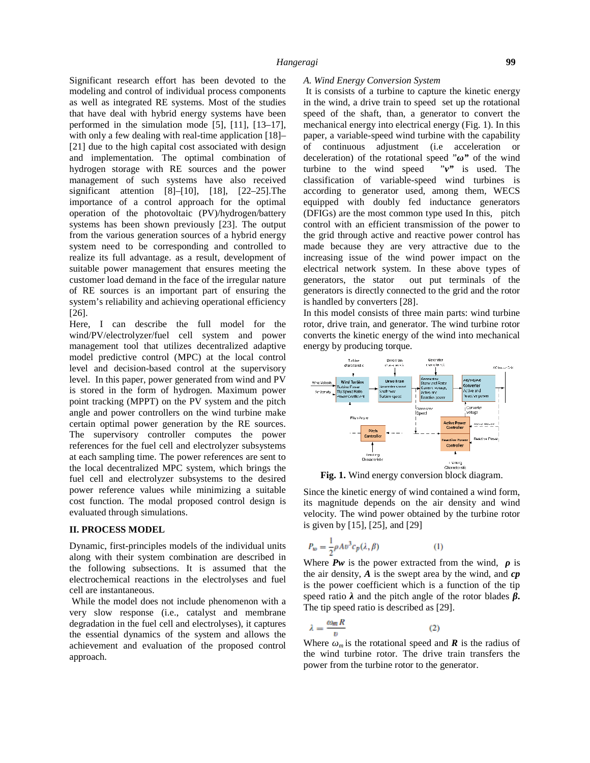Significant research effort has been devoted to the modeling and control of individual process components as well as integrated RE systems. Most of the studies that have deal with hybrid energy systems have been performed in the simulation mode [5], [11], [13–17], with only a few dealing with real-time application [18]–[21] due to the high capital cost associated with design and implementation. The optimal combination of hydrogen storage with RE sources and the power management of such systems have also received significant attention [8]–[10], [18], [22–25].The importance of a control approach for the optimal operation of the photovoltaic (PV)/hydrogen/battery systems has been shown previously [23]. The output from the various generation sources of a hybrid energy system need to be corresponding and controlled to realize its full advantage. as a result, development of suitable power management that ensures meeting the customer load demand in the face of the irregular nature of RE sources is an important part of ensuring the system's reliability and achieving operational efficiency [26].

Here, I can describe the full model for the wind/PV/electrolyzer/fuel cell system and power management tool that utilizes decentralized adaptive model predictive control (MPC) at the local control level and decision-based control at the supervisory level. In this paper, power generated from wind and PV is stored in the form of hydrogen. Maximum power point tracking (MPPT) on the PV system and the pitch angle and power controllers on the wind turbine make certain optimal power generation by the RE sources. The supervisory controller computes the power references for the fuel cell and electrolyzer subsystems at each sampling time. The power references are sent to the local decentralized MPC system, which brings the fuel cell and electrolyzer subsystems to the desired power reference values while minimizing a suitable cost function. The modal proposed control design is evaluated through simulations.

## II. PROCESS MODEL

Dynamic, first-principles models of the individual units along with their system combination are described in the following subsections. It is assumed that the electrochemical reactions in the electrolyses and fuel cell are instantaneous.

While the model does not include phenomenon with a very slow response (i.e., catalyst and membrane degradation in the fuel cell and electrolyses), it captures the essential dynamics of the system and allows the achievement and evaluation of the proposed control approach.

### A. Wind Energy Conversion System

It is consists of a turbine to capture the kinetic energy in the wind, a drive train to speed set up the rotational speed of the shaft, than, a generator to convert the mechanical energy into electrical energy (Fig. 1). In this paper, a variable-speed wind turbine with the capability of continuous adjustment (i.e acceleration or deceleration) of the rotational speed "$\boldsymbol{\omega}$" of the wind turbine to the wind speed "$\boldsymbol{v}$" is used. The classification of variable-speed wind turbines is according to generator used, among them, WECS equipped with doubly fed inductance generators (DFIGs) are the most common type used In this, pitch control with an efficient transmission of the power to the grid through active and reactive power control has made because they are very attractive due to the increasing issue of the wind power impact on the electrical network system. In these above types of generators, the stator out put terminals of the generators is directly connected to the grid and the rotor is handled by converters [28].

In this model consists of three main parts: wind turbine rotor, drive train, and generator. The wind turbine rotor converts the kinetic energy of the wind into mechanical energy by producing torque.

**Fig. 1.** Wind energy conversion block diagram.

Since the kinetic energy of wind contained a wind form, its magnitude depends on the air density and wind velocity. The wind power obtained by the turbine rotor is given by [15], [25], and [29]

$$P_w = \frac{1}{2}\rho A v^3 c_p(\lambda, \beta) \qquad (1)$$

Where $\boldsymbol{Pw}$ is the power extracted from the wind, $\boldsymbol{\rho}$ is the air density, $\boldsymbol{A}$ is the swept area by the wind, and $\boldsymbol{cp}$ is the power coefficient which is a function of the tip speed ratio $\boldsymbol{\lambda}$ and the pitch angle of the rotor blades $\boldsymbol{\beta}$. The tip speed ratio is described as [29].

$$\lambda = \frac{\omega_m R}{v} \qquad (2)$$

Where $\omega_m$ is the rotational speed and $\boldsymbol{R}$ is the radius of the wind turbine rotor. The drive train transfers the power from the turbine rotor to the generator.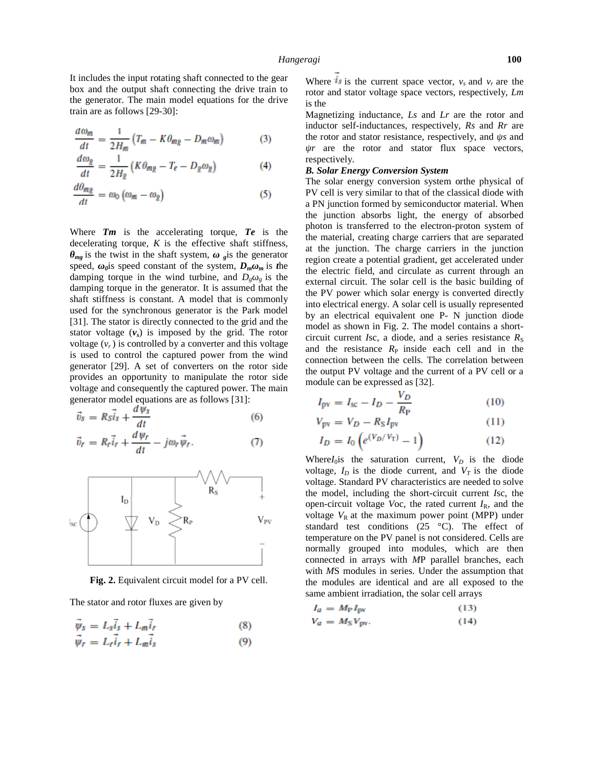It includes the input rotating shaft connected to the gear box and the output shaft connecting the drive train to the generator. The main model equations for the drive train are as follows [29-30]:

$$\frac{d\omega_m}{dt} = \frac{1}{2H_m}\left(T_m - K\theta_{mg} - D_m\omega_m\right) \quad (3)$$

$$\frac{d\omega_g}{dt} = \frac{1}{2H_g}\left(K\theta_{mg} - T_e - D_g\omega_g\right) \quad (4)$$

$$\frac{d\theta_{mg}}{dt} = \omega_0\left(\omega_m - \omega_g\right) \quad (5)$$

Where ***Tm*** is the accelerating torque, ***Te*** is the decelerating torque, *K* is the effective shaft stiffness, $\boldsymbol{\theta_{mg}}$ is the twist in the shaft system, $\boldsymbol{\omega_g}$ is the generator speed, $\boldsymbol{\omega_0}$ is speed constant of the system, $\boldsymbol{D_m\omega_m}$ is ***t***he damping torque in the wind turbine, and $D_g\omega_g$ is the damping torque in the generator. It is assumed that the shaft stiffness is constant. A model that is commonly used for the synchronous generator is the Park model [31]. The stator is directly connected to the grid and the stator voltage ($\boldsymbol{v_s}$) is imposed by the grid. The rotor voltage ($v_r$) is controlled by a converter and this voltage is used to control the captured power from the wind generator [29]. A set of converters on the rotor side provides an opportunity to manipulate the rotor side voltage and consequently the captured power. The main generator model equations are as follows [31]:

$$\vec{v}_s = R_s\vec{i}_s + \frac{d\psi_s}{dt} \quad (6)$$

$$\vec{v}_r = R_r\vec{i}_r + \frac{d\psi_r}{dt} - j\omega_r\vec{\psi}_r. \quad (7)$$

Isc

ID

VD

RP

RS

+

VPV

−

**Fig. 2.** Equivalent circuit model for a PV cell.

The stator and rotor fluxes are given by

$$\vec{\psi}_s = L_s\vec{i}_s + L_m\vec{i}_r \quad (8)$$

$$\vec{\psi}_r = L_r\vec{i}_r + L_m\vec{i}_s \quad (9)$$

Where $\vec{i}_s$ is the current space vector, $v_s$ and $v_r$ are the rotor and stator voltage space vectors, respectively, *Lm* is the

Magnetizing inductance, *Ls* and *Lr* are the rotor and inductor self-inductances, respectively, *Rs* and *Rr* are the rotor and stator resistance, respectively, and $\psi s$ and $\psi r$ are the rotor and stator flux space vectors, respectively.

### *B. Solar Energy Conversion System*

The solar energy conversion system orthe physical of PV cell is very similar to that of the classical diode with a PN junction formed by semiconductor material. When the junction absorbs light, the energy of absorbed photon is transferred to the electron-proton system of the material, creating charge carriers that are separated at the junction. The charge carriers in the junction region create a potential gradient, get accelerated under the electric field, and circulate as current through an external circuit. The solar cell is the basic building of the PV power which solar energy is converted directly into electrical energy. A solar cell is usually represented by an electrical equivalent one P- N junction diode model as shown in Fig. 2. The model contains a short-circuit current *I*sc, a diode, and a series resistance $R_S$ and the resistance $R_P$ inside each cell and in the connection between the cells. The correlation between the output PV voltage and the current of a PV cell or a module can be expressed as [32].

$$I_{pv} = I_{sc} - I_D - \frac{V_D}{R_P} \quad (10)$$

$$V_{pv} = V_D - R_S I_{pv} \quad (11)$$

$$I_D = I_0\left(e^{(V_D/V_T)} - 1\right) \quad (12)$$

Where $I_0$ is the saturation current, $V_D$ is the diode voltage, $I_D$ is the diode current, and $V_T$ is the diode voltage. Standard PV characteristics are needed to solve the model, including the short-circuit current *I*sc, the open-circuit voltage *V*oc, the rated current $I_R$, and the voltage $V_R$ at the maximum power point (MPP) under standard test conditions (25 °C). The effect of temperature on the PV panel is not considered. Cells are normally grouped into modules, which are then connected in arrays with *M*P parallel branches, each with *M*S modules in series. Under the assumption that the modules are identical and are all exposed to the same ambient irradiation, the solar cell arrays

$$I_a = M_P I_{pv} \quad (13)$$

$$V_a = M_S V_{pv}. \quad (14)$$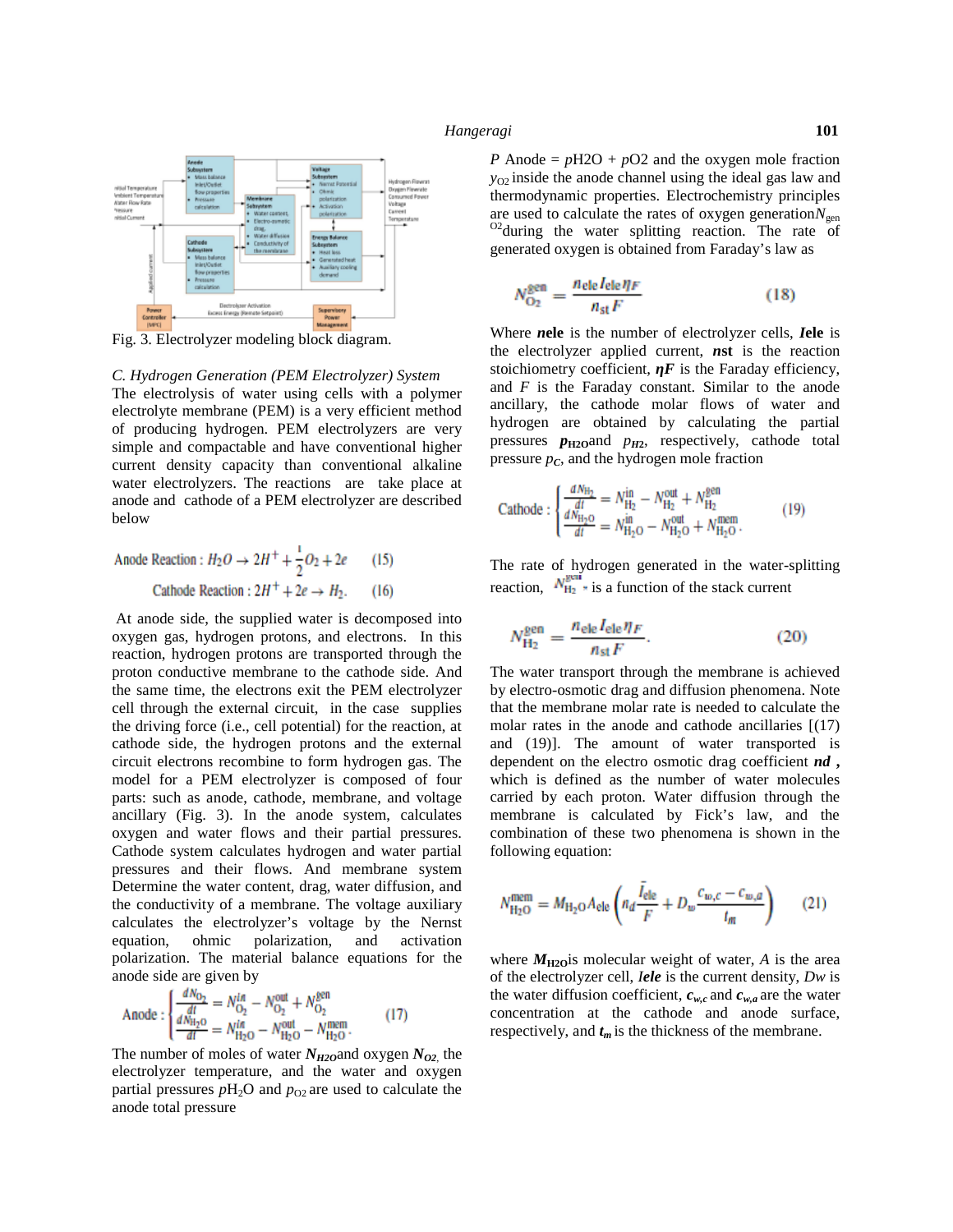Fig. 3. Electrolyzer modeling block diagram.

### C. Hydrogen Generation (PEM Electrolyzer) System

The electrolysis of water using cells with a polymer electrolyte membrane (PEM) is a very efficient method of producing hydrogen. PEM electrolyzers are very simple and compactable and have conventional higher current density capacity than conventional alkaline water electrolyzers. The reactions are take place at anode and cathode of a PEM electrolyzer are described below

$$\text{Anode Reaction}: H_2O \rightarrow 2H^+ + \frac{1}{2}O_2 + 2e \qquad (15)$$

$$\text{Cathode Reaction}: 2H^+ + 2e \rightarrow H_2. \qquad (16)$$

At anode side, the supplied water is decomposed into oxygen gas, hydrogen protons, and electrons. In this reaction, hydrogen protons are transported through the proton conductive membrane to the cathode side. And the same time, the electrons exit the PEM electrolyzer cell through the external circuit, in the case supplies the driving force (i.e., cell potential) for the reaction, at cathode side, the hydrogen protons and the external circuit electrons recombine to form hydrogen gas. The model for a PEM electrolyzer is composed of four parts: such as anode, cathode, membrane, and voltage ancillary (Fig. 3). In the anode system, calculates oxygen and water flows and their partial pressures. Cathode system calculates hydrogen and water partial pressures and their flows. And membrane system Determine the water content, drag, water diffusion, and the conductivity of a membrane. The voltage auxiliary calculates the electrolyzer's voltage by the Nernst equation, ohmic polarization, and activation polarization. The material balance equations for the anode side are given by

$$\text{Anode}: \begin{cases} \frac{dN_{O_2}}{dt} = N_{O_2}^{in} - N_{O_2}^{out} + N_{O_2}^{gen} \\ \frac{dN_{H_2O}}{dt} = N_{H_2O}^{in} - N_{H_2O}^{out} - N_{H_2O}^{mem}. \end{cases} \qquad (17)$$

The number of moles of water $N_{H2O}$ and oxygen $N_{O2}$, the electrolyzer temperature, and the water and oxygen partial pressures $pH_2O$ and $p_{O2}$ are used to calculate the anode total pressure

$P$ Anode = $pH2O$ + $pO2$ and the oxygen mole fraction $y_{O2}$ inside the anode channel using the ideal gas law and thermodynamic properties. Electrochemistry principles are used to calculate the rates of oxygen generation $N_{gen}^{O2}$ during the water splitting reaction. The rate of generated oxygen is obtained from Faraday's law as

$$N_{O_2}^{gen} = \frac{n_{ele} I_{ele} \eta_F}{n_{st} F} \qquad (18)$$

Where ***nele*** is the number of electrolyzer cells, ***Iele*** is the electrolyzer applied current, ***nst*** is the reaction stoichiometry coefficient, ***ηF*** is the Faraday efficiency, and $F$ is the Faraday constant. Similar to the anode ancillary, the cathode molar flows of water and hydrogen are obtained by calculating the partial pressures $p_{H2O}$ and $p_{H2}$, respectively, cathode total pressure $p_C$, and the hydrogen mole fraction

$$\text{Cathode}: \begin{cases} \frac{dN_{H_2}}{dt} = N_{H_2}^{in} - N_{H_2}^{out} + N_{H_2}^{gen} \\ \frac{dN_{H_2O}}{dt} = N_{H_2O}^{in} - N_{H_2O}^{out} + N_{H_2O}^{mem}. \end{cases} \qquad (19)$$

The rate of hydrogen generated in the water-splitting reaction, $N_{H_2}^{gen}$ is a function of the stack current

$$N_{H_2}^{gen} = \frac{n_{ele} I_{ele} \eta_F}{n_{st} F}. \qquad (20)$$

The water transport through the membrane is achieved by electro-osmotic drag and diffusion phenomena. Note that the membrane molar rate is needed to calculate the molar rates in the anode and cathode ancillaries [(17) and (19)]. The amount of water transported is dependent on the electro osmotic drag coefficient ***nd*** **,** which is defined as the number of water molecules carried by each proton. Water diffusion through the membrane is calculated by Fick's law, and the combination of these two phenomena is shown in the following equation:

$$N_{H_2O}^{mem} = M_{H_2O} A_{ele} \left( n_d \frac{\bar{I}_{ele}}{F} + D_w \frac{c_{w,c} - c_{w,a}}{t_m} \right) \qquad (21)$$

where $M_{H2O}$ is molecular weight of water, $A$ is the area of the electrolyzer cell, ***Iele*** is the current density, $Dw$ is the water diffusion coefficient, $c_{w,c}$ and $c_{w,a}$ are the water concentration at the cathode and anode surface, respectively, and $t_m$ is the thickness of the membrane.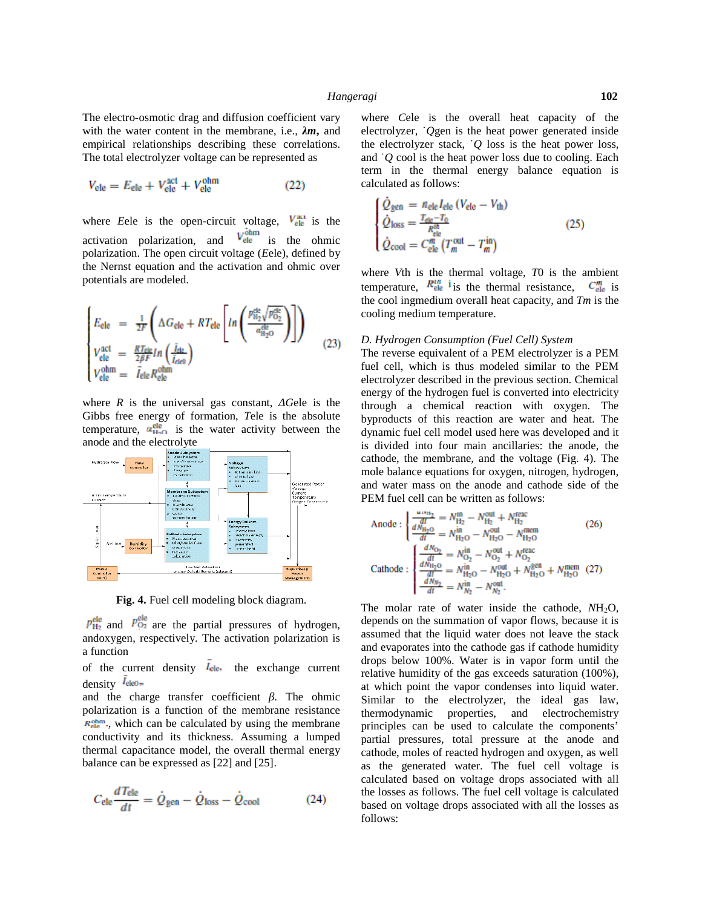The electro-osmotic drag and diffusion coefficient vary with the water content in the membrane, i.e., ***λm***, and empirical relationships describing these correlations. The total electrolyzer voltage can be represented as

$$V_{ele} = E_{ele} + V_{ele}^{act} + V_{ele}^{ohm} \tag{22}$$

where *E*ele is the open-circuit voltage, $V_{ele}^{act}$ is the activation polarization, and $V_{ele}^{ohm}$ is the ohmic polarization. The open circuit voltage (*E*ele), defined by the Nernst equation and the activation and ohmic over potentials are modeled.

$$\begin{cases} E_{ele} = \frac{1}{2F}\left(\Delta G_{ele} + RT_{ele}\left[ln\left(\frac{p_{H_2}^{ele}\sqrt{p_{O_2}^{ele}}}{a_{H_2O}^{ele}}\right)\right]\right) \\ V_{ele}^{act} = \frac{RT_{ele}}{2\beta F}ln\left(\frac{\bar{i}_{ele}}{\bar{i}_{ele0}}\right) \\ V_{ele}^{ohm} = \bar{i}_{ele}R_{ele}^{ohm} \end{cases} \tag{23}$$

where *R* is the universal gas constant, *ΔG*ele is the Gibbs free energy of formation, *T*ele is the absolute temperature, $a_{H_2O}^{ele}$ is the water activity between the anode and the electrolyte

Hydrogen Flow
Flow Controller
Anode Subsystem
Voltage Subsystem
Membrane Subsystem
Initial Temperature Current
Generated Power Voltage Current Temperature
Energy Balance Subsystem
Cathode Subsystem
Air Flow
Humidity Controller
Flow Controller
Supervisory Power Management

**Fig. 4.** Fuel cell modeling block diagram.

$p_{H_2}^{ele}$ and $p_{O_2}^{ele}$ are the partial pressures of hydrogen, andoxygen, respectively. The activation polarization is a function

of the current density $\bar{i}_{ele}$, the exchange current density $\bar{i}_{ele0}$,

and the charge transfer coefficient *β*. The ohmic polarization is a function of the membrane resistance $R_{ele}^{ohm}$, which can be calculated by using the membrane conductivity and its thickness. Assuming a lumped thermal capacitance model, the overall thermal energy balance can be expressed as [22] and [25].

$$C_{ele}\frac{dT_{ele}}{dt} = \dot{Q}_{gen} - \dot{Q}_{loss} - \dot{Q}_{cool} \tag{24}$$

where *C*ele is the overall heat capacity of the electrolyzer, $\dot{Q}$gen is the heat power generated inside the electrolyzer stack, $\dot{Q}$ loss is the heat power loss, and $\dot{Q}$ cool is the heat power loss due to cooling. Each term in the thermal energy balance equation is calculated as follows:

$$\begin{cases} \dot{Q}_{gen} = n_{ele}I_{ele}\left(V_{ele} - V_{th}\right) \\ \dot{Q}_{loss} = \frac{T_{ele}-T_0}{R_{ele}^{th}} \\ \dot{Q}_{cool} = C_{ele}^{m}\left(T_m^{out} - T_m^{in}\right) \end{cases} \tag{25}$$

where *V*th is the thermal voltage, *T*0 is the ambient temperature, $R_{ele}^{th}$ is the thermal resistance, $C_{ele}^{m}$ is the cool ingmedium overall heat capacity, and *Tm* is the cooling medium temperature.

*D. Hydrogen Consumption (Fuel Cell) System*

The reverse equivalent of a PEM electrolyzer is a PEM fuel cell, which is thus modeled similar to the PEM electrolyzer described in the previous section. Chemical energy of the hydrogen fuel is converted into electricity through a chemical reaction with oxygen. The byproducts of this reaction are water and heat. The dynamic fuel cell model used here was developed and it is divided into four main ancillaries: the anode, the cathode, the membrane, and the voltage (Fig. 4). The mole balance equations for oxygen, nitrogen, hydrogen, and water mass on the anode and cathode side of the PEM fuel cell can be written as follows:

$$\text{Anode}: \begin{cases} \frac{dN_{H_2}}{dt} = N_{H_2}^{in} - N_{H_2}^{out} + N_{H_2}^{reac} \\ \frac{dN_{H_2O}}{dt} = N_{H_2O}^{in} - N_{H_2O}^{out} - N_{H_2O}^{mem} \end{cases} \tag{26}$$

$$\text{Cathode}: \begin{cases} \frac{dN_{O_2}}{dt} = N_{O_2}^{in} - N_{O_2}^{out} + N_{O_2}^{reac} \\ \frac{dN_{H_2O}}{dt} = N_{H_2O}^{in} - N_{H_2O}^{out} + N_{H_2O}^{gen} + N_{H_2O}^{mem} \\ \frac{dN_{N_2}}{dt} = N_{N_2}^{in} - N_{N_2}^{out}. \end{cases} \tag{27}$$

The molar rate of water inside the cathode, $NH_2O$, depends on the summation of vapor flows, because it is assumed that the liquid water does not leave the stack and evaporates into the cathode gas if cathode humidity drops below 100%. Water is in vapor form until the relative humidity of the gas exceeds saturation (100%), at which point the vapor condenses into liquid water. Similar to the electrolyzer, the ideal gas law, thermodynamic properties, and electrochemistry principles can be used to calculate the components' partial pressures, total pressure at the anode and cathode, moles of reacted hydrogen and oxygen, as well as the generated water. The fuel cell voltage is calculated based on voltage drops associated with all the losses as follows. The fuel cell voltage is calculated based on voltage drops associated with all the losses as follows: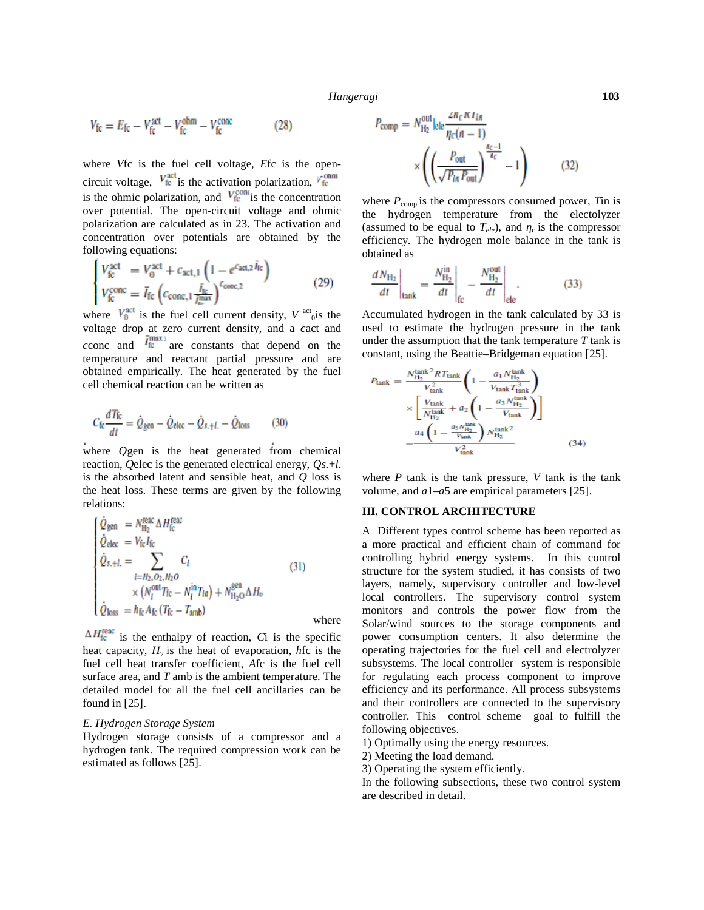$$V_{fc} = E_{fc} - V_{fc}^{act} - V_{fc}^{ohm} - V_{fc}^{conc} \quad (28)$$

where $V_{fc}$ is the fuel cell voltage, $E_{fc}$ is the open-circuit voltage, $V_{fc}^{act}$ is the activation polarization, $V_{fc}^{ohm}$ is the ohmic polarization, and $V_{fc}^{conc}$ is the concentration over potential. The open-circuit voltage and ohmic polarization are calculated as in 23. The activation and concentration over potentials are obtained by the following equations:

$$\begin{cases} V_{fc}^{act} = V_0^{act} + c_{act,1}\left(1 - e^{c_{act,2}\bar{I}_{fc}}\right) \\ V_{fc}^{conc} = \bar{I}_{fc}\left(c_{conc,1}\frac{\bar{I}_{fc}}{\bar{I}_{fc}^{max}}\right)^{c_{conc,2}} \end{cases} \quad (29)$$

where $V_0^{act}$ is the fuel cell current density, $V^{act}{}_0$ is the voltage drop at zero current density, and a $c$act and $c$conc and $\bar{I}_{fc}^{max}$ are constants that depend on the temperature and reactant partial pressure and are obtained empirically. The heat generated by the fuel cell chemical reaction can be written as

$$C_{fc}\frac{dT_{fc}}{dt} = \dot{Q}_{gen} - \dot{Q}_{elec} - \dot{Q}_{s.+l.} - \dot{Q}_{loss} \quad (30)$$

where $\dot{Q}_{gen}$ is the heat generated from chemical reaction, $\dot{Q}_{elec}$ is the generated electrical energy, $Q_{s.+l.}$ is the absorbed latent and sensible heat, and $Q$ loss is the heat loss. These terms are given by the following relations:

$$\begin{cases} \dot{Q}_{gen} = N_{H_2}^{reac}\Delta H_{fc}^{reac} \\ \dot{Q}_{elec} = V_{fc}I_{fc} \\ \dot{Q}_{s.+l.} = \sum_{i=H_2,O_2,H_2O} C_i \\ \qquad \times\left(N_i^{out}T_{fc} - N_i^{in}T_{in}\right) + N_{H_2O}^{gen}\Delta H_v \\ \dot{Q}_{loss} = h_{fc}A_{fc}\left(T_{fc} - T_{amb}\right) \end{cases} \quad (31)$$

where $\Delta H_{fc}^{reac}$ is the enthalpy of reaction, $C$i is the specific heat capacity, $H_v$ is the heat of evaporation, $h$fc is the fuel cell heat transfer coefficient, $A$fc is the fuel cell surface area, and $T$ amb is the ambient temperature. The detailed model for all the fuel cell ancillaries can be found in [25].

*E. Hydrogen Storage System*

Hydrogen storage consists of a compressor and a hydrogen tank. The required compression work can be estimated as follows [25].

$$P_{comp} = N_{H_2}^{out}\Big|_{ele}\frac{Zn_c R T_{in}}{\eta_c(n-1)} \times\left(\left(\frac{P_{out}}{\sqrt{P_{in}P_{out}}}\right)^{\frac{n_c-1}{n_c}} - 1\right) \quad (32)$$

where $P_{comp}$ is the compressors consumed power, $T$in is the hydrogen temperature from the electolyzer (assumed to be equal to $T_{ele}$), and $\eta_c$ is the compressor efficiency. The hydrogen mole balance in the tank is obtained as

$$\left.\frac{dN_{H_2}}{dt}\right|_{tank} = \left.\frac{N_{H_2}^{in}}{dt}\right|_{fc} - \left.\frac{N_{H_2}^{out}}{dt}\right|_{ele}. \quad (33)$$

Accumulated hydrogen in the tank calculated by 33 is used to estimate the hydrogen pressure in the tank under the assumption that the tank temperature $T$ tank is constant, using the Beattie–Bridgeman equation [25].

$$P_{tank} = \frac{N_{H_2}^{tank\,2}RT_{tank}}{V_{tank}^2}\left(1 - \frac{a_1 N_{H_2}^{tank}}{V_{tank}T_{tank}^3}\right) \times\left[\frac{V_{tank}}{N_{H_2}^{tank}} + a_2\left(1 - \frac{a_3 N_{H_2}^{tank}}{V_{tank}}\right)\right] - \frac{a_4\left(1 - \frac{a_5 N_{H_2}^{tank}}{V_{tank}}\right)N_{H_2}^{tank\,2}}{V_{tank}^2} \quad (34)$$

where $P$ tank is the tank pressure, $V$ tank is the tank volume, and $a$1–$a$5 are empirical parameters [25].

## III. CONTROL ARCHITECTURE

A Different types control scheme has been reported as a more practical and efficient chain of command for controlling hybrid energy systems. In this control structure for the system studied, it has consists of two layers, namely, supervisory controller and low-level local controllers. The supervisory control system monitors and controls the power flow from the Solar/wind sources to the storage components and power consumption centers. It also determine the operating trajectories for the fuel cell and electrolyzer subsystems. The local controller system is responsible for regulating each process component to improve efficiency and its performance. All process subsystems and their controllers are connected to the supervisory controller. This control scheme goal to fulfill the following objectives.

1) Optimally using the energy resources.
2) Meeting the load demand.
3) Operating the system efficiently.

In the following subsections, these two control system are described in detail.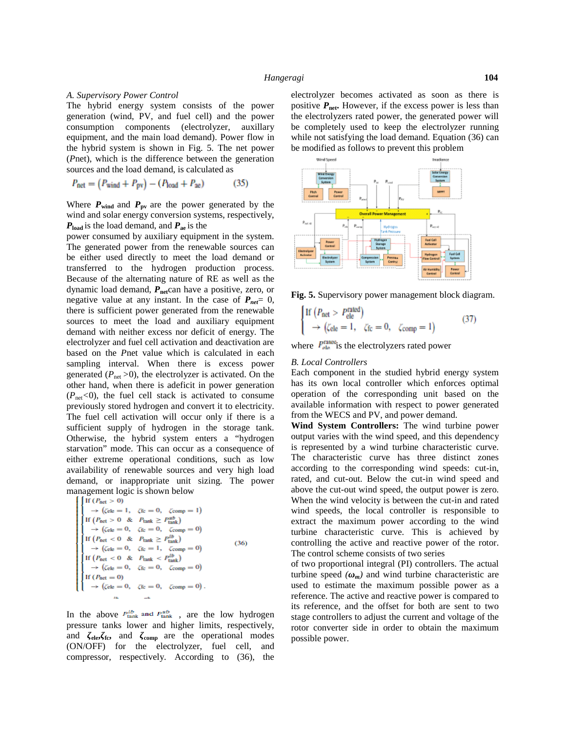### A. Supervisory Power Control

The hybrid energy system consists of the power generation (wind, PV, and fuel cell) and the power consumption components (electrolyzer, auxillary equipment, and the main load demand). Power flow in the hybrid system is shown in Fig. 5. The net power (*P*net), which is the difference between the generation sources and the load demand, is calculated as

$$P_{\text{net}} = \left(P_{\text{wind}} + P_{\text{pv}}\right) - \left(P_{\text{load}} + P_{\text{ae}}\right) \qquad (35)$$

Where $\boldsymbol{P}_{\textbf{wind}}$ and $\boldsymbol{P}_{\textbf{pv}}$ are the power generated by the wind and solar energy conversion systems, respectively, $\boldsymbol{P}_{\textbf{load}}$ is the load demand, and $\boldsymbol{P}_{\textbf{ae}}$ is the power consumed by auxiliary equipment in the system. The generated power from the renewable sources can be either used directly to meet the load demand or transferred to the hydrogen production process. Because of the alternating nature of RE as well as the dynamic load demand, $\boldsymbol{P}_{\textbf{net}}$can have a positive, zero, or negative value at any instant. In the case of $\boldsymbol{P}_{\boldsymbol{net}}$= 0, there is sufficient power generated from the renewable sources to meet the load and auxiliary equipment demand with neither excess nor deficit of energy. The electrolyzer and fuel cell activation and deactivation are based on the *P*net value which is calculated in each sampling interval. When there is excess power generated ($P_{\text{net}}$ >0), the electrolyzer is activated. On the other hand, when there is adeficit in power generation ($P_{\text{net}}$<0), the fuel cell stack is activated to consume previously stored hydrogen and convert it to electricity. The fuel cell activation will occur only if there is a sufficient supply of hydrogen in the storage tank. Otherwise, the hybrid system enters a "hydrogen starvation" mode. This can occur as a consequence of either extreme operational conditions, such as low availability of renewable sources and very high load demand, or inappropriate unit sizing. The power management logic is shown below

$$\begin{cases} \text{If } (P_{\text{net}} > 0) \\ \quad \rightarrow (\zeta_{\text{ele}} = 1, \quad \zeta_{\text{fc}} = 0, \quad \zeta_{\text{comp}} = 1) \\ \text{If } (P_{\text{net}} > 0 \quad \& \quad P_{\text{tank}} \geq P_{\text{tank}}^{ab}) \\ \quad \rightarrow (\zeta_{\text{ele}} = 0, \quad \zeta_{\text{fc}} = 0, \quad \zeta_{\text{comp}} = 0) \\ \text{If } (P_{\text{net}} < 0 \quad \& \quad P_{\text{tank}} \geq P_{\text{tank}}^{lb}) \\ \quad \rightarrow (\zeta_{\text{ele}} = 0, \quad \zeta_{\text{fc}} = 1, \quad \zeta_{\text{comp}} = 0) \\ \text{If } (P_{\text{net}} < 0 \quad \& \quad P_{\text{tank}} < P_{\text{tank}}^{lb}) \\ \quad \rightarrow (\zeta_{\text{ele}} = 0, \quad \zeta_{\text{fc}} = 0, \quad \zeta_{\text{comp}} = 0) \\ \text{If } (P_{\text{net}} = 0) \\ \quad \rightarrow (\zeta_{\text{ele}} = 0, \quad \zeta_{\text{fc}} = 0, \quad \zeta_{\text{comp}} = 0). \end{cases} \qquad (36)$$

In the above $P_{\text{tank}}^{lb}$ and $P_{\text{tank}}^{ab}$ , are the low hydrogen pressure tanks lower and higher limits, respectively, and $\boldsymbol{\zeta}_{\textbf{ele}}$,$\boldsymbol{\zeta}_{\textbf{fc}}$, and $\boldsymbol{\zeta}_{\textbf{comp}}$ are the operational modes (ON/OFF) for the electrolyzer, fuel cell, and compressor, respectively. According to (36), the electrolyzer becomes activated as soon as there is positive $\boldsymbol{P}_{\textbf{net}}$. However, if the excess power is less than the electrolyzers rated power, the generated power will be completely used to keep the electrolyzer running while not satisfying the load demand. Equation (36) can be modified as follows to prevent this problem

**Fig. 5.** Supervisory power management block diagram.

$$\begin{cases} \text{If } \left(P_{\text{net}} > P_{\text{ele}}^{\text{rated}}\right) \\ \quad \rightarrow \left(\zeta_{\text{ele}} = 1, \quad \zeta_{\text{fc}} = 0, \quad \zeta_{\text{comp}} = 1\right) \end{cases} \qquad (37)$$

where $P_{\text{ele}}^{\text{rated}}$is the electrolyzers rated power

### B. Local Controllers

Each component in the studied hybrid energy system has its own local controller which enforces optimal operation of the corresponding unit based on the available information with respect to power generated from the WECS and PV, and power demand.

**Wind System Controllers:** The wind turbine power output varies with the wind speed, and this dependency is represented by a wind turbine characteristic curve. The characteristic curve has three distinct zones according to the corresponding wind speeds: cut-in, rated, and cut-out. Below the cut-in wind speed and above the cut-out wind speed, the output power is zero. When the wind velocity is between the cut-in and rated wind speeds, the local controller is responsible to extract the maximum power according to the wind turbine characteristic curve. This is achieved by controlling the active and reactive power of the rotor. The control scheme consists of two series of two proportional integral (PI) controllers. The actual turbine speed *($\boldsymbol{\omega_m}$)* and wind turbine characteristic are used to estimate the maximum possible power as a reference. The active and reactive power is compared to its reference, and the offset for both are sent to two stage controllers to adjust the current and voltage of the rotor converter side in order to obtain the maximum possible power.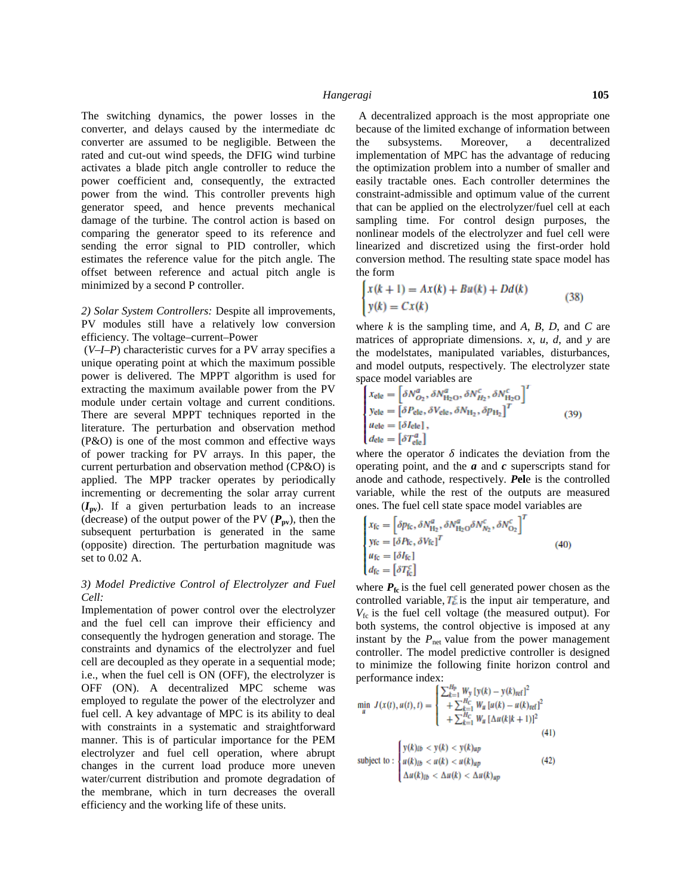The switching dynamics, the power losses in the converter, and delays caused by the intermediate dc converter are assumed to be negligible. Between the rated and cut-out wind speeds, the DFIG wind turbine activates a blade pitch angle controller to reduce the power coefficient and, consequently, the extracted power from the wind. This controller prevents high generator speed, and hence prevents mechanical damage of the turbine. The control action is based on comparing the generator speed to its reference and sending the error signal to PID controller, which estimates the reference value for the pitch angle. The offset between reference and actual pitch angle is minimized by a second P controller.

*2) Solar System Controllers:* Despite all improvements, PV modules still have a relatively low conversion efficiency. The voltage–current–Power (*V*–*I*–*P*) characteristic curves for a PV array specifies a unique operating point at which the maximum possible power is delivered. The MPPT algorithm is used for extracting the maximum available power from the PV module under certain voltage and current conditions. There are several MPPT techniques reported in the literature. The perturbation and observation method (P&O) is one of the most common and effective ways of power tracking for PV arrays. In this paper, the current perturbation and observation method (CP&O) is applied. The MPP tracker operates by periodically incrementing or decrementing the solar array current ($\boldsymbol{I_{pv}}$). If a given perturbation leads to an increase (decrease) of the output power of the PV ($\boldsymbol{P_{pv}}$), then the subsequent perturbation is generated in the same (opposite) direction. The perturbation magnitude was set to 0.02 A.

*3) Model Predictive Control of Electrolyzer and Fuel Cell:*

Implementation of power control over the electrolyzer and the fuel cell can improve their efficiency and consequently the hydrogen generation and storage. The constraints and dynamics of the electrolyzer and fuel cell are decoupled as they operate in a sequential mode; i.e., when the fuel cell is ON (OFF), the electrolyzer is OFF (ON). A decentralized MPC scheme was employed to regulate the power of the electrolyzer and fuel cell. A key advantage of MPC is its ability to deal with constraints in a systematic and straightforward manner. This is of particular importance for the PEM electrolyzer and fuel cell operation, where abrupt changes in the current load produce more uneven water/current distribution and promote degradation of the membrane, which in turn decreases the overall efficiency and the working life of these units.

A decentralized approach is the most appropriate one because of the limited exchange of information between the subsystems. Moreover, a decentralized implementation of MPC has the advantage of reducing the optimization problem into a number of smaller and easily tractable ones. Each controller determines the constraint-admissible and optimum value of the current that can be applied on the electrolyzer/fuel cell at each sampling time. For control design purposes, the nonlinear models of the electrolyzer and fuel cell were linearized and discretized using the first-order hold conversion method. The resulting state space model has the form

$$\begin{cases} x(k+1) = Ax(k) + Bu(k) + Dd(k) \\ y(k) = Cx(k) \end{cases} \tag{38}$$

where *k* is the sampling time, and *A*, *B*, *D*, and *C* are matrices of appropriate dimensions. *x*, *u*, *d*, and *y* are the modelstates, manipulated variables, disturbances, and model outputs, respectively. The electrolyzer state space model variables are

$$\begin{cases} x_{ele} = \left[\delta N^{a}_{O_2}, \delta N^{a}_{H_2O}, \delta N^{c}_{H_2}, \delta N^{c}_{H_2O}\right]^{T} \\ y_{ele} = \left[\delta P_{ele}, \delta V_{ele}, \delta N_{H_2}, \delta p_{H_2}\right]^{T} \\ u_{ele} = \left[\delta I_{ele}\right], \\ d_{ele} = \left[\delta T^{a}_{ele}\right] \end{cases} \tag{39}$$

where the operator $\delta$ indicates the deviation from the operating point, and the ***a*** and ***c*** superscripts stand for anode and cathode, respectively. ***Pel***e is the controlled variable, while the rest of the outputs are measured ones. The fuel cell state space model variables are

$$\begin{cases} x_{fc} = \left[\delta p_{fc}, \delta N^{a}_{H_2}, \delta N^{a}_{H_2O} \delta N^{c}_{N_2}, \delta N^{c}_{O_2}\right]^{T} \\ y_{fc} = \left[\delta P_{fc}, \delta V_{fc}\right]^{T} \\ u_{fc} = \left[\delta I_{fc}\right] \\ d_{fc} = \left[\delta T^{c}_{fc}\right] \end{cases} \tag{40}$$

where $\boldsymbol{P_{fc}}$ is the fuel cell generated power chosen as the controlled variable, $T^{c}_{fc}$ is the input air temperature, and $V_{fc}$ is the fuel cell voltage (the measured output). For both systems, the control objective is imposed at any instant by the $P_{net}$ value from the power management controller. The model predictive controller is designed to minimize the following finite horizon control and performance index:

$$\min_{u} \; J(x(t), u(t), t) = \begin{cases} \sum_{k=1}^{H_p} W_y \left[y(k) - y(k)_{ref}\right]^2 \\ + \sum_{k=1}^{H_C} W_u \left[u(k) - u(k)_{ref}\right]^2 \\ + \sum_{k=1}^{H_C} W_u \left[\Delta u(k|k+1)\right]^2 \end{cases} \tag{41}$$

$$\text{subject to}: \begin{cases} y(k)_{lb} < y(k) < y(k)_{up} \\ u(k)_{lb} < u(k) < u(k)_{up} \\ \Delta u(k)_{lb} < \Delta u(k) < \Delta u(k)_{up} \end{cases} \tag{42}$$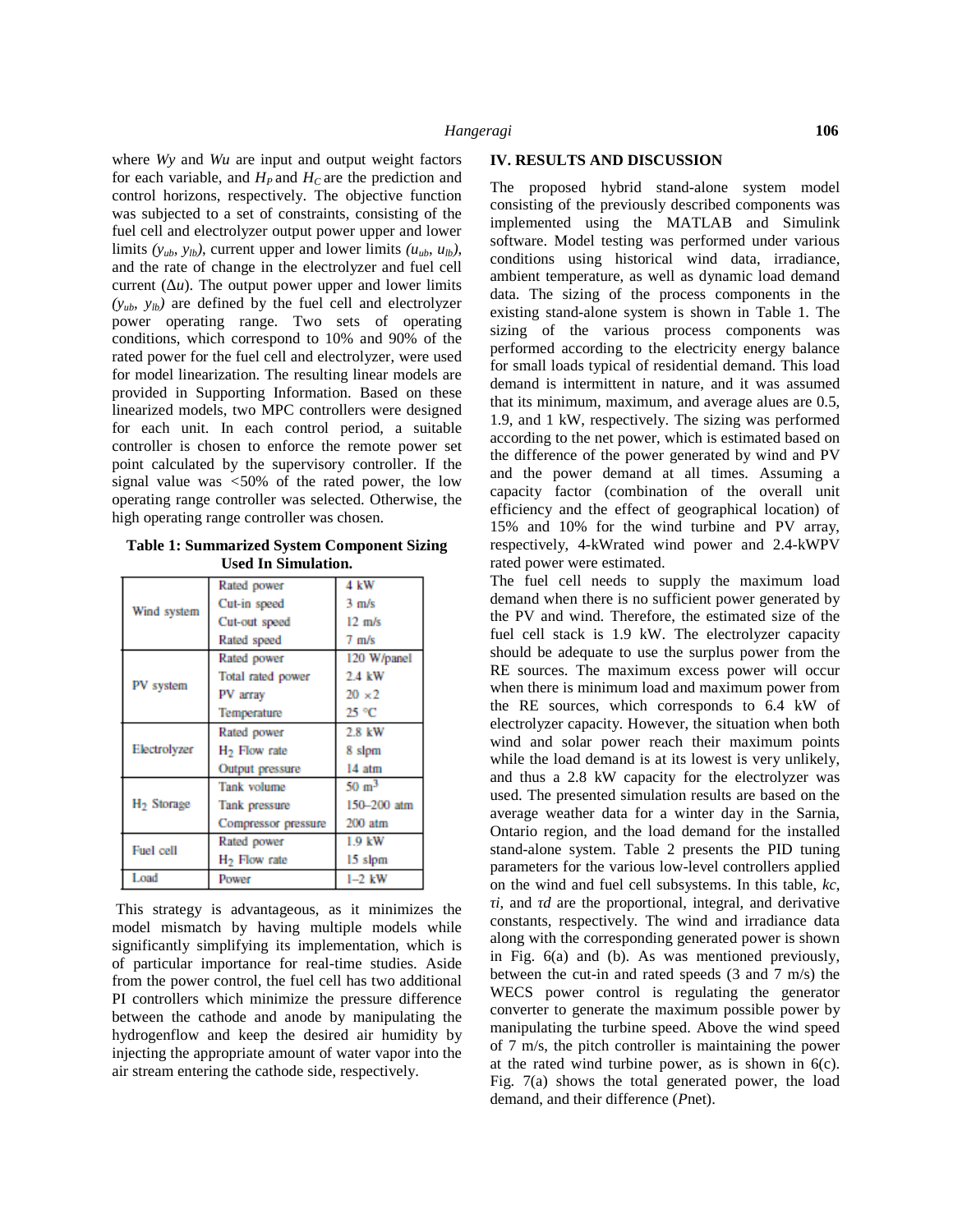where *Wy* and *Wu* are input and output weight factors for each variable, and $H_P$ and $H_C$ are the prediction and control horizons, respectively. The objective function was subjected to a set of constraints, consisting of the fuel cell and electrolyzer output power upper and lower limits $(y_{ub}, y_{lb})$, current upper and lower limits $(u_{ub}, u_{lb})$, and the rate of change in the electrolyzer and fuel cell current ($\Delta u$). The output power upper and lower limits $(y_{ub}, y_{lb})$ are defined by the fuel cell and electrolyzer power operating range. Two sets of operating conditions, which correspond to 10% and 90% of the rated power for the fuel cell and electrolyzer, were used for model linearization. The resulting linear models are provided in Supporting Information. Based on these linearized models, two MPC controllers were designed for each unit. In each control period, a suitable controller is chosen to enforce the remote power set point calculated by the supervisory controller. If the signal value was <50% of the rated power, the low operating range controller was selected. Otherwise, the high operating range controller was chosen.

**Table 1: Summarized System Component Sizing Used In Simulation.**

| | | |
|---|---|---|
| Wind system | Rated power | 4 kW |
| | Cut-in speed | 3 m/s |
| | Cut-out speed | 12 m/s |
| | Rated speed | 7 m/s |
| PV system | Rated power | 120 W/panel |
| | Total rated power | 2.4 kW |
| | PV array | 20 × 2 |
| | Temperature | 25 °C |
| Electrolyzer | Rated power | 2.8 kW |
| | $H_2$ Flow rate | 8 slpm |
| | Output pressure | 14 atm |
| $H_2$ Storage | Tank volume | 50 m$^3$ |
| | Tank pressure | 150–200 atm |
| | Compressor pressure | 200 atm |
| Fuel cell | Rated power | 1.9 kW |
| | $H_2$ Flow rate | 15 slpm |
| Load | Power | 1–2 kW |

This strategy is advantageous, as it minimizes the model mismatch by having multiple models while significantly simplifying its implementation, which is of particular importance for real-time studies. Aside from the power control, the fuel cell has two additional PI controllers which minimize the pressure difference between the cathode and anode by manipulating the hydrogenflow and keep the desired air humidity by injecting the appropriate amount of water vapor into the air stream entering the cathode side, respectively.

## IV. RESULTS AND DISCUSSION

The proposed hybrid stand-alone system model consisting of the previously described components was implemented using the MATLAB and Simulink software. Model testing was performed under various conditions using historical wind data, irradiance, ambient temperature, as well as dynamic load demand data. The sizing of the process components in the existing stand-alone system is shown in Table 1. The sizing of the various process components was performed according to the electricity energy balance for small loads typical of residential demand. This load demand is intermittent in nature, and it was assumed that its minimum, maximum, and average alues are 0.5, 1.9, and 1 kW, respectively. The sizing was performed according to the net power, which is estimated based on the difference of the power generated by wind and PV and the power demand at all times. Assuming a capacity factor (combination of the overall unit efficiency and the effect of geographical location) of 15% and 10% for the wind turbine and PV array, respectively, 4-kWrated wind power and 2.4-kWPV rated power were estimated.

The fuel cell needs to supply the maximum load demand when there is no sufficient power generated by the PV and wind. Therefore, the estimated size of the fuel cell stack is 1.9 kW. The electrolyzer capacity should be adequate to use the surplus power from the RE sources. The maximum excess power will occur when there is minimum load and maximum power from the RE sources, which corresponds to 6.4 kW of electrolyzer capacity. However, the situation when both wind and solar power reach their maximum points while the load demand is at its lowest is very unlikely, and thus a 2.8 kW capacity for the electrolyzer was used. The presented simulation results are based on the average weather data for a winter day in the Sarnia, Ontario region, and the load demand for the installed stand-alone system. Table 2 presents the PID tuning parameters for the various low-level controllers applied on the wind and fuel cell subsystems. In this table, *kc*, *τi*, and *τd* are the proportional, integral, and derivative constants, respectively. The wind and irradiance data along with the corresponding generated power is shown in Fig. 6(a) and (b). As was mentioned previously, between the cut-in and rated speeds (3 and 7 m/s) the WECS power control is regulating the generator converter to generate the maximum possible power by manipulating the turbine speed. Above the wind speed of 7 m/s, the pitch controller is maintaining the power at the rated wind turbine power, as is shown in 6(c). Fig. 7(a) shows the total generated power, the load demand, and their difference (*P*net).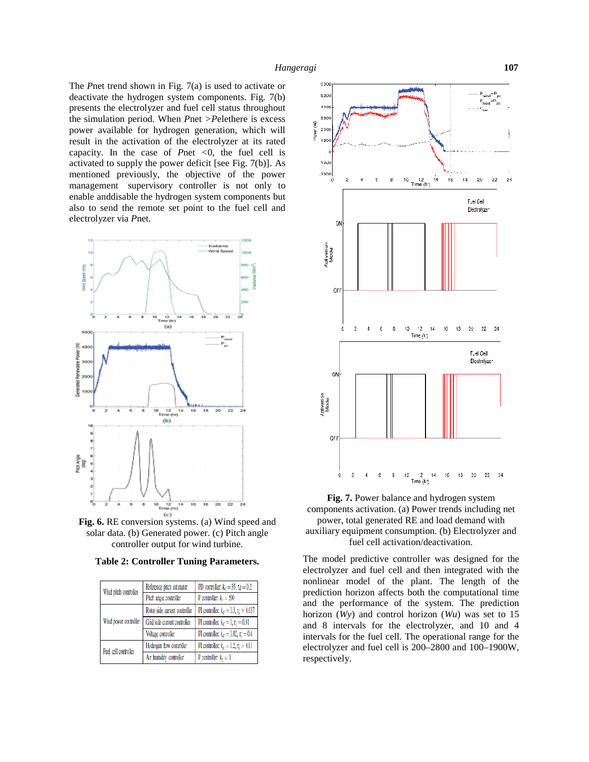The *P*net trend shown in Fig. 7(a) is used to activate or deactivate the hydrogen system components. Fig. 7(b) presents the electrolyzer and fuel cell status throughout the simulation period. When *P*net >*P*elethere is excess power available for hydrogen generation, which will result in the activation of the electrolyzer at its rated capacity. In the case of *P*net <0, the fuel cell is activated to supply the power deficit [see Fig. 7(b)]. As mentioned previously, the objective of the power management supervisory controller is not only to enable anddisable the hydrogen system components but also to send the remote set point to the fuel cell and electrolyzer via *P*net.

(a)

Time (hr)

Wind Speed (m/s)

Irradiance (W/m²)

Irradiance

Wind Speed

(b)

Generated Renewable Power (W)

$P_{wind}$

$P_{pv}$

Time (hr)

(c)

Pitch Angle (deg)

Time (hr)

**Fig. 6.** RE conversion systems. (a) Wind speed and solar data. (b) Generated power. (c) Pitch angle controller output for wind turbine.

**Table 2: Controller Tuning Parameters.**

| | | |
|---|---|---|
| Wind pitch controller | Reference pitch estimator | PD controller: $k_c = 35, \tau_d = 0.2$ |
| | Pitch angle controller | P controller: $k_c = 500$ |
| Wind power controller | Rotor side current controller | PI controller: $k_c = 1.3, \tau_i = 0.037$ |
| | Grid side current controller | PI controller: $k_c = 1, \tau_i = 0.01$ |
| | Voltage controller | PI controller: $k_c = 1.02, \tau_i = 0.4$ |
| Fuel cell controller | Hydrogen flow controller | PI controller: $k_c = 1.2, \tau_i = 0.01$ |
| | Air humidity controller | P controller: $k_c = 1$ |

Power (W)

$P_{wind}+P_{pv}$

$P_{load}+P_{ac}$

$P_{net}$

Time (hr)

Activation Mode

ON

OFF

Fuel Cell

Electrolyzer

Time (hr)

Activation Mode

ON

OFF

Fuel Cell

Electrolyzer

Time (hr)

**Fig. 7.** Power balance and hydrogen system components activation. (a) Power trends including net power, total generated RE and load demand with auxiliary equipment consumption. (b) Electrolyzer and fuel cell activation/deactivation.

The model predictive controller was designed for the electrolyzer and fuel cell and then integrated with the nonlinear model of the plant. The length of the prediction horizon affects both the computational time and the performance of the system. The prediction horizon (*Wy*) and control horizon (*Wu*) was set to 15 and 8 intervals for the electrolyzer, and 10 and 4 intervals for the fuel cell. The operational range for the electrolyzer and fuel cell is 200–2800 and 100–1900W, respectively.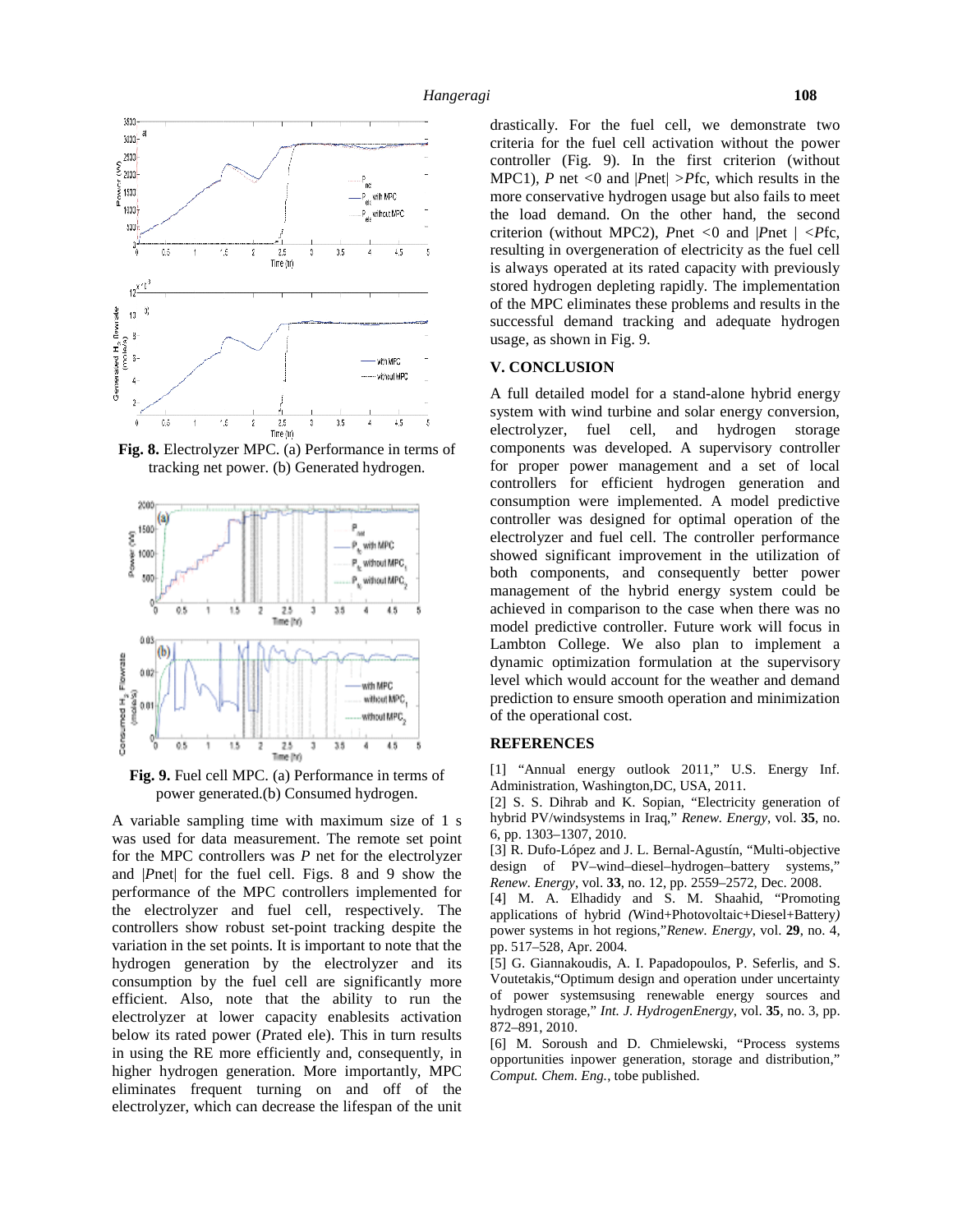**Fig. 8.** Electrolyzer MPC. (a) Performance in terms of tracking net power. (b) Generated hydrogen.

**Fig. 9.** Fuel cell MPC. (a) Performance in terms of power generated.(b) Consumed hydrogen.

A variable sampling time with maximum size of 1 s was used for data measurement. The remote set point for the MPC controllers was *P* net for the electrolyzer and |*P*net| for the fuel cell. Figs. 8 and 9 show the performance of the MPC controllers implemented for the electrolyzer and fuel cell, respectively. The controllers show robust set-point tracking despite the variation in the set points. It is important to note that the hydrogen generation by the electrolyzer and its consumption by the fuel cell are significantly more efficient. Also, note that the ability to run the electrolyzer at lower capacity enablesits activation below its rated power (*P*rated ele). This in turn results in using the RE more efficiently and, consequently, in higher hydrogen generation. More importantly, MPC eliminates frequent turning on and off of the electrolyzer, which can decrease the lifespan of the unit drastically. For the fuel cell, we demonstrate two criteria for the fuel cell activation without the power controller (Fig. 9). In the first criterion (without MPC1), *P* net <0 and |*P*net| >*P*fc, which results in the more conservative hydrogen usage but also fails to meet the load demand. On the other hand, the second criterion (without MPC2), *P*net <0 and |*P*net | <*P*fc, resulting in overgeneration of electricity as the fuel cell is always operated at its rated capacity with previously stored hydrogen depleting rapidly. The implementation of the MPC eliminates these problems and results in the successful demand tracking and adequate hydrogen usage, as shown in Fig. 9.

## V. CONCLUSION

A full detailed model for a stand-alone hybrid energy system with wind turbine and solar energy conversion, electrolyzer, fuel cell, and hydrogen storage components was developed. A supervisory controller for proper power management and a set of local controllers for efficient hydrogen generation and consumption were implemented. A model predictive controller was designed for optimal operation of the electrolyzer and fuel cell. The controller performance showed significant improvement in the utilization of both components, and consequently better power management of the hybrid energy system could be achieved in comparison to the case when there was no model predictive controller. Future work will focus in Lambton College. We also plan to implement a dynamic optimization formulation at the supervisory level which would account for the weather and demand prediction to ensure smooth operation and minimization of the operational cost.

## REFERENCES

[1] "Annual energy outlook 2011," U.S. Energy Inf. Administration, Washington,DC, USA, 2011.

[2] S. S. Dihrab and K. Sopian, "Electricity generation of hybrid PV/windsystems in Iraq," *Renew. Energy*, vol. **35**, no. 6, pp. 1303–1307, 2010.

[3] R. Dufo-López and J. L. Bernal-Agustín, "Multi-objective design of PV–wind–diesel–hydrogen–battery systems," *Renew. Energy*, vol. **33**, no. 12, pp. 2559–2572, Dec. 2008.

[4] M. A. Elhadidy and S. M. Shaahid, "Promoting applications of hybrid *(*Wind+Photovoltaic+Diesel+Battery*)* power systems in hot regions,"*Renew. Energy*, vol. **29**, no. 4, pp. 517–528, Apr. 2004.

[5] G. Giannakoudis, A. I. Papadopoulos, P. Seferlis, and S. Voutetakis,"Optimum design and operation under uncertainty of power systemsusing renewable energy sources and hydrogen storage," *Int. J. HydrogenEnergy*, vol. **35**, no. 3, pp. 872–891, 2010.

[6] M. Soroush and D. Chmielewski, "Process systems opportunities inpower generation, storage and distribution," *Comput. Chem. Eng.*, tobe published.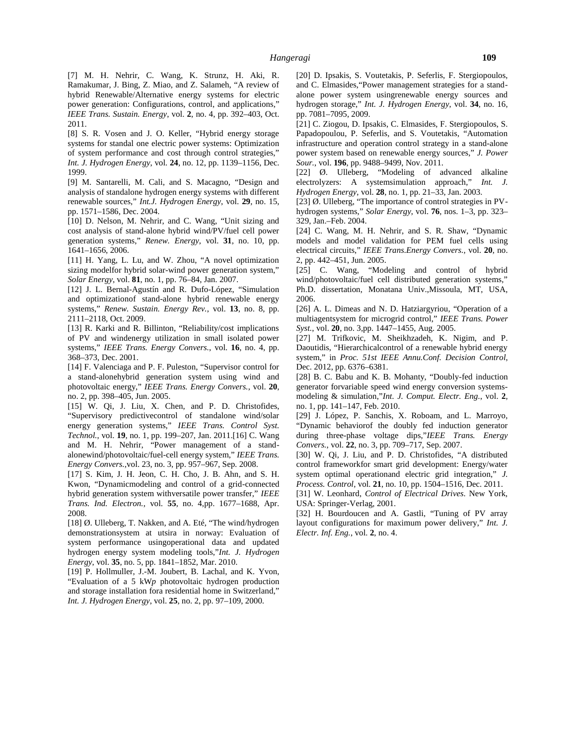[7] M. H. Nehrir, C. Wang, K. Strunz, H. Aki, R. Ramakumar, J. Bing, Z. Miao, and Z. Salameh, "A review of hybrid Renewable/Alternative energy systems for electric power generation: Configurations, control, and applications," *IEEE Trans. Sustain. Energy*, vol. **2**, no. 4, pp. 392–403, Oct. 2011.

[8] S. R. Vosen and J. O. Keller, "Hybrid energy storage systems for standal one electric power systems: Optimization of system performance and cost through control strategies," *Int. J. Hydrogen Energy*, vol. **24**, no. 12, pp. 1139–1156, Dec. 1999.

[9] M. Santarelli, M. Cali, and S. Macagno, "Design and analysis of standalone hydrogen energy systems with different renewable sources," *Int.J. Hydrogen Energy*, vol. **29**, no. 15, pp. 1571–1586, Dec. 2004.

[10] D. Nelson, M. Nehrir, and C. Wang, "Unit sizing and cost analysis of stand-alone hybrid wind/PV/fuel cell power generation systems," *Renew. Energy*, vol. **31**, no. 10, pp. 1641–1656, 2006.

[11] H. Yang, L. Lu, and W. Zhou, "A novel optimization sizing modelfor hybrid solar-wind power generation system," *Solar Energy*, vol. **81**, no. 1, pp. 76–84, Jan. 2007.

[12] J. L. Bernal-Agustín and R. Dufo-López, "Simulation and optimizationof stand-alone hybrid renewable energy systems," *Renew. Sustain. Energy Rev.*, vol. **13**, no. 8, pp. 2111–2118, Oct. 2009.

[13] R. Karki and R. Billinton, "Reliability/cost implications of PV and windenergy utilization in small isolated power systems," *IEEE Trans. Energy Convers.*, vol. **16**, no. 4, pp. 368–373, Dec. 2001.

[14] F. Valenciaga and P. F. Puleston, "Supervisor control for a stand-alonehybrid generation system using wind and photovoltaic energy," *IEEE Trans. Energy Convers.*, vol. **20**, no. 2, pp. 398–405, Jun. 2005.

[15] W. Qi, J. Liu, X. Chen, and P. D. Christofides, "Supervisory predictivecontrol of standalone wind/solar energy generation systems," *IEEE Trans. Control Syst. Technol.*, vol. **19**, no. 1, pp. 199–207, Jan. 2011.[16] C. Wang and M. H. Nehrir, "Power management of a stand-alonewind/photovoltaic/fuel-cell energy system," *IEEE Trans. Energy Convers.*,vol. 23, no. 3, pp. 957–967, Sep. 2008.

[17] S. Kim, J. H. Jeon, C. H. Cho, J. B. Ahn, and S. H. Kwon, "Dynamicmodeling and control of a grid-connected hybrid generation system withversatile power transfer," *IEEE Trans. Ind. Electron.*, vol. **55**, no. 4,pp. 1677–1688, Apr. 2008.

[18] Ø. Ulleberg, T. Nakken, and A. Eté, "The wind/hydrogen demonstrationsystem at utsira in norway: Evaluation of system performance usingoperational data and updated hydrogen energy system modeling tools,"*Int. J. Hydrogen Energy*, vol. **35**, no. 5, pp. 1841–1852, Mar. 2010.

[19] P. Hollmuller, J.-M. Joubert, B. Lachal, and K. Yvon, "Evaluation of a 5 kW*p* photovoltaic hydrogen production and storage installation fora residential home in Switzerland," *Int. J. Hydrogen Energy*, vol. **25**, no. 2, pp. 97–109, 2000.

[20] D. Ipsakis, S. Voutetakis, P. Seferlis, F. Stergiopoulos, and C. Elmasides,"Power management strategies for a stand-alone power system usingrenewable energy sources and hydrogen storage," *Int. J. Hydrogen Energy*, vol. **34**, no. 16, pp. 7081–7095, 2009.

[21] C. Ziogou, D. Ipsakis, C. Elmasides, F. Stergiopoulos, S. Papadopoulou, P. Seferlis, and S. Voutetakis, "Automation infrastructure and operation control strategy in a stand-alone power system based on renewable energy sources," *J. Power Sour.*, vol. **196**, pp. 9488–9499, Nov. 2011.

[22] Ø. Ulleberg, "Modeling of advanced alkaline electrolyzers: A systemsimulation approach," *Int. J. Hydrogen Energy*, vol. **28**, no. 1, pp. 21–33, Jan. 2003.

[23] Ø. Ulleberg, "The importance of control strategies in PV-hydrogen systems," *Solar Energy*, vol. **76**, nos. 1–3, pp. 323–329, Jan.–Feb. 2004.

[24] C. Wang, M. H. Nehrir, and S. R. Shaw, "Dynamic models and model validation for PEM fuel cells using electrical circuits," *IEEE Trans.Energy Convers.*, vol. **20**, no. 2, pp. 442–451, Jun. 2005.

[25] C. Wang, "Modeling and control of hybrid wind/photovoltaic/fuel cell distributed generation systems," Ph.D. dissertation, Monatana Univ.,Missoula, MT, USA, 2006.

[26] A. L. Dimeas and N. D. Hatziargyriou, "Operation of a multiagentsystem for microgrid control," *IEEE Trans. Power Syst.*, vol. **20**, no. 3,pp. 1447–1455, Aug. 2005.

[27] M. Trifkovic, M. Sheikhzadeh, K. Nigim, and P. Daoutidis, "Hierarchicalcontrol of a renewable hybrid energy system," in *Proc. 51st IEEE Annu.Conf. Decision Control*, Dec. 2012, pp. 6376–6381.

[28] B. C. Babu and K. B. Mohanty, "Doubly-fed induction generator forvariable speed wind energy conversion systems-modeling & simulation,"*Int. J. Comput. Electr. Eng.*, vol. **2**, no. 1, pp. 141–147, Feb. 2010.

[29] J. López, P. Sanchis, X. Roboam, and L. Marroyo, "Dynamic behaviorof the doubly fed induction generator during three-phase voltage dips,"*IEEE Trans. Energy Convers.*, vol. **22**, no. 3, pp. 709–717, Sep. 2007.

[30] W. Qi, J. Liu, and P. D. Christofides, "A distributed control frameworkfor smart grid development: Energy/water system optimal operationand electric grid integration," *J. Process. Control*, vol. **21**, no. 10, pp. 1504–1516, Dec. 2011.

[31] W. Leonhard, *Control of Electrical Drives*. New York, USA: Springer-Verlag, 2001.

[32] H. Bourdoucen and A. Gastli, "Tuning of PV array layout configurations for maximum power delivery," *Int. J. Electr. Inf. Eng.*, vol. **2**, no. 4.